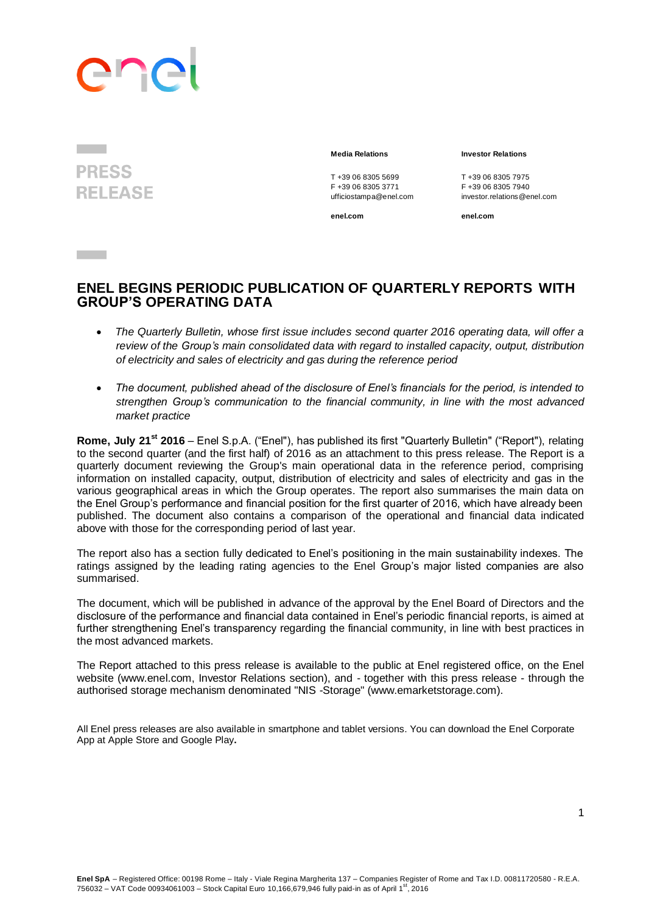PRESS RELEASE

**Media Relations**

T +39 06 8305 5699
F +39 06 8305 3771
ufficiostampa@enel.com

**enel.com**

**Investor Relations**

T +39 06 8305 7975
F +39 06 8305 7940
investor.relations@enel.com

**enel.com**

# ENEL BEGINS PERIODIC PUBLICATION OF QUARTERLY REPORTS WITH GROUP'S OPERATING DATA

- *The Quarterly Bulletin, whose first issue includes second quarter 2016 operating data, will offer a review of the Group's main consolidated data with regard to installed capacity, output, distribution of electricity and sales of electricity and gas during the reference period*
- *The document, published ahead of the disclosure of Enel's financials for the period, is intended to strengthen Group's communication to the financial community, in line with the most advanced market practice*

**Rome, July 21st 2016** – Enel S.p.A. ("Enel"), has published its first "Quarterly Bulletin" ("Report"), relating to the second quarter (and the first half) of 2016 as an attachment to this press release. The Report is a quarterly document reviewing the Group's main operational data in the reference period, comprising information on installed capacity, output, distribution of electricity and sales of electricity and gas in the various geographical areas in which the Group operates. The report also summarises the main data on the Enel Group's performance and financial position for the first quarter of 2016, which have already been published. The document also contains a comparison of the operational and financial data indicated above with those for the corresponding period of last year.

The report also has a section fully dedicated to Enel's positioning in the main sustainability indexes. The ratings assigned by the leading rating agencies to the Enel Group's major listed companies are also summarised.

The document, which will be published in advance of the approval by the Enel Board of Directors and the disclosure of the performance and financial data contained in Enel's periodic financial reports, is aimed at further strengthening Enel's transparency regarding the financial community, in line with best practices in the most advanced markets.

The Report attached to this press release is available to the public at Enel registered office, on the Enel website (www.enel.com, Investor Relations section), and - together with this press release - through the authorised storage mechanism denominated "NIS -Storage" (www.emarketstorage.com).

All Enel press releases are also available in smartphone and tablet versions. You can download the Enel Corporate App at Apple Store and Google Play.

**Enel SpA** – Registered Office: 00198 Rome – Italy - Viale Regina Margherita 137 – Companies Register of Rome and Tax I.D. 00811720580 - R.E.A. 756032 – VAT Code 00934061003 – Stock Capital Euro 10,166,679,946 fully paid-in as of April 1st, 2016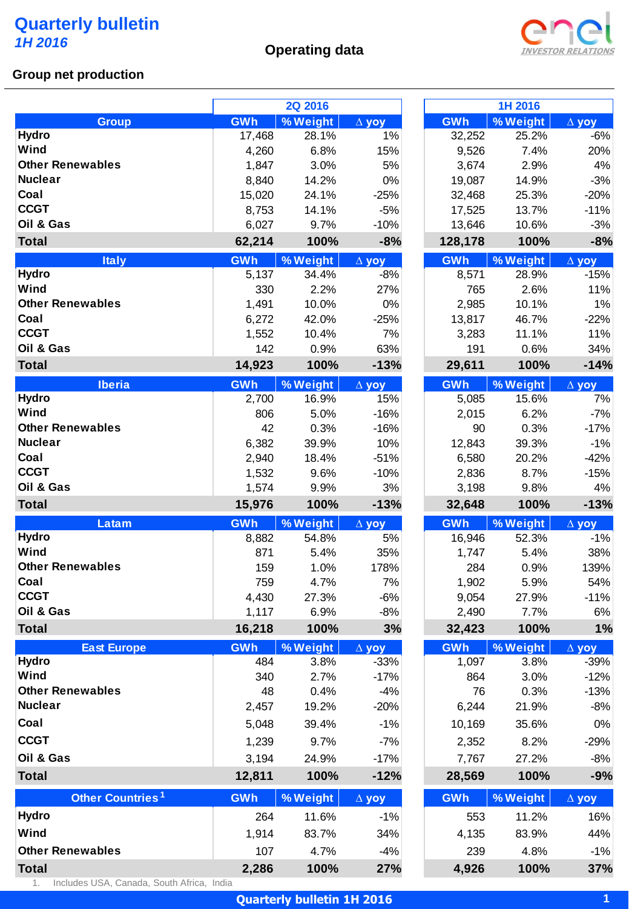# Quarterly bulletin
*1H 2016*

## Operating data

### Group net production

| Group | 2Q 2016 GWh | 2Q 2016 % Weight | 2Q 2016 Δ yoy | 1H 2016 GWh | 1H 2016 % Weight | 1H 2016 Δ yoy |
|---|---|---|---|---|---|---|
| Hydro | 17,468 | 28.1% | 1% | 32,252 | 25.2% | -6% |
| Wind | 4,260 | 6.8% | 15% | 9,526 | 7.4% | 20% |
| Other Renewables | 1,847 | 3.0% | 5% | 3,674 | 2.9% | 4% |
| Nuclear | 8,840 | 14.2% | 0% | 19,087 | 14.9% | -3% |
| Coal | 15,020 | 24.1% | -25% | 32,468 | 25.3% | -20% |
| CCGT | 8,753 | 14.1% | -5% | 17,525 | 13.7% | -11% |
| Oil & Gas | 6,027 | 9.7% | -10% | 13,646 | 10.6% | -3% |
| **Total** | **62,214** | **100%** | **-8%** | **128,178** | **100%** | **-8%** |

| Italy | 2Q 2016 GWh | 2Q 2016 % Weight | 2Q 2016 Δ yoy | 1H 2016 GWh | 1H 2016 % Weight | 1H 2016 Δ yoy |
|---|---|---|---|---|---|---|
| Hydro | 5,137 | 34.4% | -8% | 8,571 | 28.9% | -15% |
| Wind | 330 | 2.2% | 27% | 765 | 2.6% | 11% |
| Other Renewables | 1,491 | 10.0% | 0% | 2,985 | 10.1% | 1% |
| Coal | 6,272 | 42.0% | -25% | 13,817 | 46.7% | -22% |
| CCGT | 1,552 | 10.4% | 7% | 3,283 | 11.1% | 11% |
| Oil & Gas | 142 | 0.9% | 63% | 191 | 0.6% | 34% |
| **Total** | **14,923** | **100%** | **-13%** | **29,611** | **100%** | **-14%** |

| Iberia | 2Q 2016 GWh | 2Q 2016 % Weight | 2Q 2016 Δ yoy | 1H 2016 GWh | 1H 2016 % Weight | 1H 2016 Δ yoy |
|---|---|---|---|---|---|---|
| Hydro | 2,700 | 16.9% | 15% | 5,085 | 15.6% | 7% |
| Wind | 806 | 5.0% | -16% | 2,015 | 6.2% | -7% |
| Other Renewables | 42 | 0.3% | -16% | 90 | 0.3% | -17% |
| Nuclear | 6,382 | 39.9% | 10% | 12,843 | 39.3% | -1% |
| Coal | 2,940 | 18.4% | -51% | 6,580 | 20.2% | -42% |
| CCGT | 1,532 | 9.6% | -10% | 2,836 | 8.7% | -15% |
| Oil & Gas | 1,574 | 9.9% | 3% | 3,198 | 9.8% | 4% |
| **Total** | **15,976** | **100%** | **-13%** | **32,648** | **100%** | **-13%** |

| Latam | 2Q 2016 GWh | 2Q 2016 % Weight | 2Q 2016 Δ yoy | 1H 2016 GWh | 1H 2016 % Weight | 1H 2016 Δ yoy |
|---|---|---|---|---|---|---|
| Hydro | 8,882 | 54.8% | 5% | 16,946 | 52.3% | -1% |
| Wind | 871 | 5.4% | 35% | 1,747 | 5.4% | 38% |
| Other Renewables | 159 | 1.0% | 178% | 284 | 0.9% | 139% |
| Coal | 759 | 4.7% | 7% | 1,902 | 5.9% | 54% |
| CCGT | 4,430 | 27.3% | -6% | 9,054 | 27.9% | -11% |
| Oil & Gas | 1,117 | 6.9% | -8% | 2,490 | 7.7% | 6% |
| **Total** | **16,218** | **100%** | **3%** | **32,423** | **100%** | **1%** |

| East Europe | 2Q 2016 GWh | 2Q 2016 % Weight | 2Q 2016 Δ yoy | 1H 2016 GWh | 1H 2016 % Weight | 1H 2016 Δ yoy |
|---|---|---|---|---|---|---|
| Hydro | 484 | 3.8% | -33% | 1,097 | 3.8% | -39% |
| Wind | 340 | 2.7% | -17% | 864 | 3.0% | -12% |
| Other Renewables | 48 | 0.4% | -4% | 76 | 0.3% | -13% |
| Nuclear | 2,457 | 19.2% | -20% | 6,244 | 21.9% | -8% |
| Coal | 5,048 | 39.4% | -1% | 10,169 | 35.6% | 0% |
| CCGT | 1,239 | 9.7% | -7% | 2,352 | 8.2% | -29% |
| Oil & Gas | 3,194 | 24.9% | -17% | 7,767 | 27.2% | -8% |
| **Total** | **12,811** | **100%** | **-12%** | **28,569** | **100%** | **-9%** |

| Other Countries [1] | 2Q 2016 GWh | 2Q 2016 % Weight | 2Q 2016 Δ yoy | 1H 2016 GWh | 1H 2016 % Weight | 1H 2016 Δ yoy |
|---|---|---|---|---|---|---|
| Hydro | 264 | 11.6% | -1% | 553 | 11.2% | 16% |
| Wind | 1,914 | 83.7% | 34% | 4,135 | 83.9% | 44% |
| Other Renewables | 107 | 4.7% | -4% | 239 | 4.8% | -1% |
| **Total** | **2,286** | **100%** | **27%** | **4,926** | **100%** | **37%** |

1. Includes USA, Canada, South Africa, India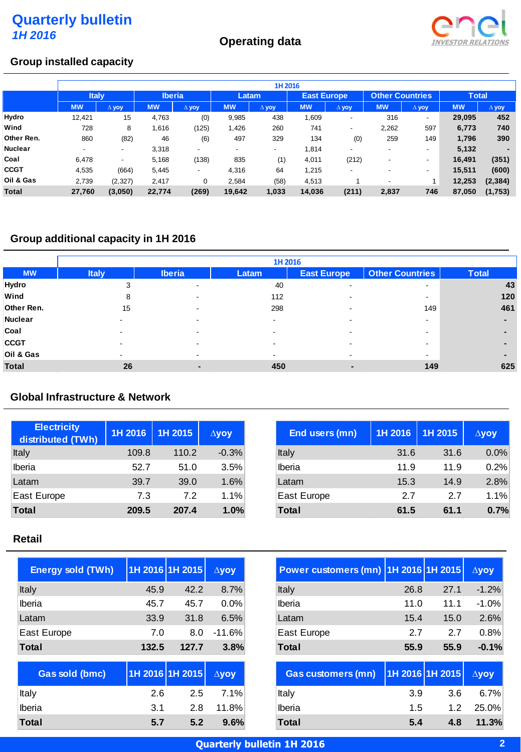# Quarterly bulletin
*1H 2016*

## Operating data

### Group installed capacity

| | 1H 2016 | | | | | | | | | | | |
|---|---|---|---|---|---|---|---|---|---|---|---|---|
| | Italy | | Iberia | | Latam | | East Europe | | Other Countries | | Total | |
| | MW | Δ yoy | MW | Δ yoy | MW | Δ yoy | MW | Δ yoy | MW | Δ yoy | MW | Δ yoy |
| Hydro | 12,421 | 15 | 4,763 | (0) | 9,985 | 438 | 1,609 | - | 316 | - | **29,095** | **452** |
| Wind | 728 | 8 | 1,616 | (125) | 1,426 | 260 | 741 | - | 2,262 | 597 | **6,773** | **740** |
| Other Ren. | 860 | (82) | 46 | (6) | 497 | 329 | 134 | (0) | 259 | 149 | **1,796** | **390** |
| Nuclear | - | - | 3,318 | - | - | - | 1,814 | - | - | - | **5,132** | **-** |
| Coal | 6,478 | - | 5,168 | (138) | 835 | (1) | 4,011 | (212) | - | - | **16,491** | **(351)** |
| CCGT | 4,535 | (664) | 5,445 | - | 4,316 | 64 | 1,215 | - | - | - | **15,511** | **(600)** |
| Oil & Gas | 2,739 | (2,327) | 2,417 | 0 | 2,584 | (58) | 4,513 | 1 | - | 1 | **12,253** | **(2,384)** |
| **Total** | **27,760** | **(3,050)** | **22,774** | **(269)** | **19,642** | **1,033** | **14,036** | **(211)** | **2,837** | **746** | **87,050** | **(1,753)** |

### Group additional capacity in 1H 2016

| | 1H 2016 | | | | | |
|---|---|---|---|---|---|---|
| MW | Italy | Iberia | Latam | East Europe | Other Countries | Total |
| Hydro | 3 | - | 40 | - | - | **43** |
| Wind | 8 | - | 112 | - | - | **120** |
| Other Ren. | 15 | - | 298 | - | 149 | **461** |
| Nuclear | - | - | - | - | - | **-** |
| Coal | - | - | - | - | - | **-** |
| CCGT | - | - | - | - | - | **-** |
| Oil & Gas | - | - | - | - | - | **-** |
| **Total** | **26** | **-** | **450** | **-** | **149** | **625** |

### Global Infrastructure & Network

| Electricity distributed (TWh) | 1H 2016 | 1H 2015 | Δyoy |
|---|---|---|---|
| Italy | 109.8 | 110.2 | -0.3% |
| Iberia | 52.7 | 51.0 | 3.5% |
| Latam | 39.7 | 39.0 | 1.6% |
| East Europe | 7.3 | 7.2 | 1.1% |
| **Total** | **209.5** | **207.4** | **1.0%** |

| End users (mn) | 1H 2016 | 1H 2015 | Δyoy |
|---|---|---|---|
| Italy | 31.6 | 31.6 | 0.0% |
| Iberia | 11.9 | 11.9 | 0.2% |
| Latam | 15.3 | 14.9 | 2.8% |
| East Europe | 2.7 | 2.7 | 1.1% |
| **Total** | **61.5** | **61.1** | **0.7%** |

### Retail

| Energy sold (TWh) | 1H 2016 | 1H 2015 | Δyoy |
|---|---|---|---|
| Italy | 45.9 | 42.2 | 8.7% |
| Iberia | 45.7 | 45.7 | 0.0% |
| Latam | 33.9 | 31.8 | 6.5% |
| East Europe | 7.0 | 8.0 | -11.6% |
| **Total** | **132.5** | **127.7** | **3.8%** |

| Power customers (mn) | 1H 2016 | 1H 2015 | Δyoy |
|---|---|---|---|
| Italy | 26.8 | 27.1 | -1.2% |
| Iberia | 11.0 | 11.1 | -1.0% |
| Latam | 15.4 | 15.0 | 2.6% |
| East Europe | 2.7 | 2.7 | 0.8% |
| **Total** | **55.9** | **55.9** | **-0.1%** |

| Gas sold (bmc) | 1H 2016 | 1H 2015 | Δyoy |
|---|---|---|---|
| Italy | 2.6 | 2.5 | 7.1% |
| Iberia | 3.1 | 2.8 | 11.8% |
| **Total** | **5.7** | **5.2** | **9.6%** |

| Gas customers (mn) | 1H 2016 | 1H 2015 | Δyoy |
|---|---|---|---|
| Italy | 3.9 | 3.6 | 6.7% |
| Iberia | 1.5 | 1.2 | 25.0% |
| **Total** | **5.4** | **4.8** | **11.3%** |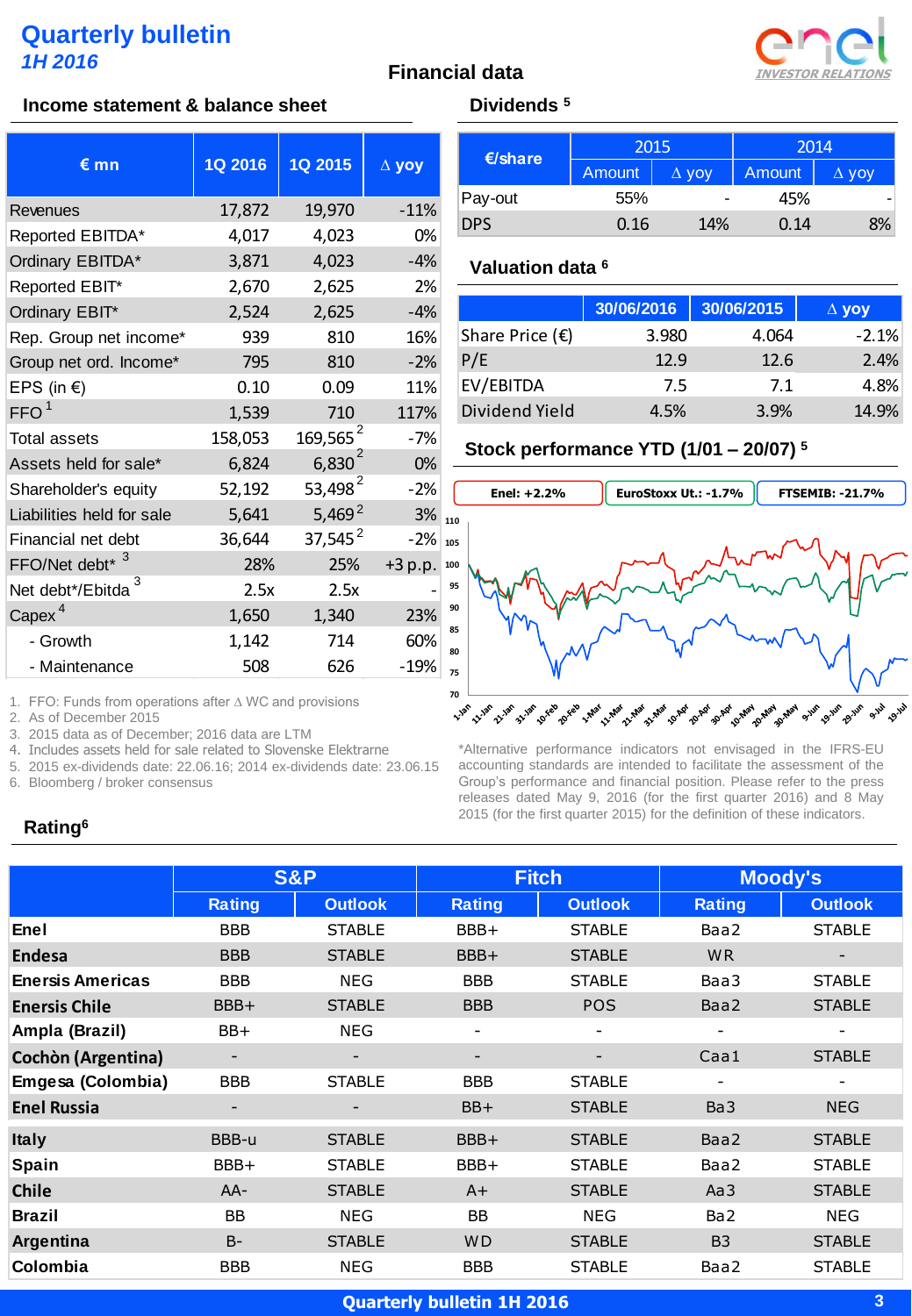# Quarterly bulletin
*1H 2016*

## Financial data

### Income statement & balance sheet

| € mn | 1Q 2016 | 1Q 2015 | Δ yoy |
|---|---|---|---|
| Revenues | 17,872 | 19,970 | -11% |
| Reported EBITDA* | 4,017 | 4,023 | 0% |
| Ordinary EBITDA* | 3,871 | 4,023 | -4% |
| Reported EBIT* | 2,670 | 2,625 | 2% |
| Ordinary EBIT* | 2,524 | 2,625 | -4% |
| Rep. Group net income* | 939 | 810 | 16% |
| Group net ord. Income* | 795 | 810 | -2% |
| EPS (in €) | 0.10 | 0.09 | 11% |
| FFO [1] | 1,539 | 710 | 117% |
| Total assets | 158,053 | 169,565 [2] | -7% |
| Assets held for sale* | 6,824 | 6,830 [2] | 0% |
| Shareholder's equity | 52,192 | 53,498 [2] | -2% |
| Liabilities held for sale | 5,641 | 5,469 [2] | 3% |
| Financial net debt | 36,644 | 37,545 [2] | -2% |
| FFO/Net debt* [3] | 28% | 25% | +3 p.p. |
| Net debt*/Ebitda [3] | 2.5x | 2.5x | - |
| Capex [4] | 1,650 | 1,340 | 23% |
| - Growth | 1,142 | 714 | 60% |
| - Maintenance | 508 | 626 | -19% |

1. FFO: Funds from operations after Δ WC and provisions
2. As of December 2015
3. 2015 data as of December; 2016 data are LTM
4. Includes assets held for sale related to Slovenske Elektrarne
5. 2015 ex-dividends date: 22.06.16; 2014 ex-dividends date: 23.06.15
6. Bloomberg / broker consensus

### Dividends [5]

| €/share | 2015 | | 2014 | |
|---|---|---|---|---|
| | Amount | Δ yoy | Amount | Δ yoy |
| Pay-out | 55% | - | 45% | - |
| DPS | 0.16 | 14% | 0.14 | 8% |

### Valuation data [6]

| | 30/06/2016 | 30/06/2015 | Δ yoy |
|---|---|---|---|
| Share Price (€) | 3.980 | 4.064 | -2.1% |
| P/E | 12.9 | 12.6 | 2.4% |
| EV/EBITDA | 7.5 | 7.1 | 4.8% |
| Dividend Yield | 4.5% | 3.9% | 14.9% |

### Stock performance YTD (1/01 – 20/07) [5]

Enel: +2.2% | EuroStoxx Ut.: -1.7% | FTSEMIB: -21.7%

*Alternative performance indicators not envisaged in the IFRS-EU accounting standards are intended to facilitate the assessment of the Group's performance and financial position. Please refer to the press releases dated May 9, 2016 (for the first quarter 2016) and 8 May 2015 (for the first quarter 2015) for the definition of these indicators.

### Rating[6]

| | S&P | | Fitch | | Moody's | |
|---|---|---|---|---|---|---|
| | Rating | Outlook | Rating | Outlook | Rating | Outlook |
| **Enel** | BBB | STABLE | BBB+ | STABLE | Baa2 | STABLE |
| **Endesa** | BBB | STABLE | BBB+ | STABLE | WR | - |
| **Enersis Americas** | BBB | NEG | BBB | STABLE | Baa3 | STABLE |
| **Enersis Chile** | BBB+ | STABLE | BBB | POS | Baa2 | STABLE |
| **Ampla (Brazil)** | BB+ | NEG | - | - | - | - |
| **Cochòn (Argentina)** | - | - | - | - | Caa1 | STABLE |
| **Emgesa (Colombia)** | BBB | STABLE | BBB | STABLE | - | - |
| **Enel Russia** | - | - | BB+ | STABLE | Ba3 | NEG |
| **Italy** | BBB-u | STABLE | BBB+ | STABLE | Baa2 | STABLE |
| **Spain** | BBB+ | STABLE | BBB+ | STABLE | Baa2 | STABLE |
| **Chile** | AA- | STABLE | A+ | STABLE | Aa3 | STABLE |
| **Brazil** | BB | NEG | BB | NEG | Ba2 | NEG |
| **Argentina** | B- | STABLE | WD | STABLE | B3 | STABLE |
| **Colombia** | BBB | NEG | BBB | STABLE | Baa2 | STABLE |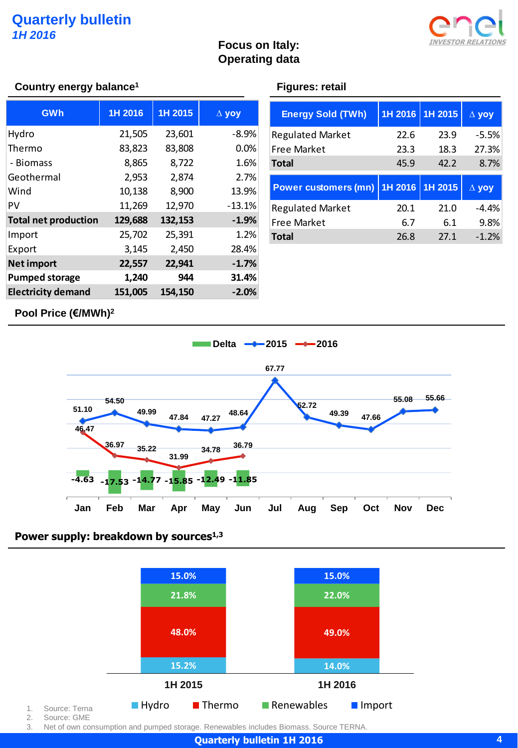# Quarterly bulletin
*1H 2016*

## Focus on Italy: Operating data

### Country energy balance[1]

| GWh | 1H 2016 | 1H 2015 | Δ yoy |
|---|---|---|---|
| Hydro | 21,505 | 23,601 | -8.9% |
| Thermo | 83,823 | 83,808 | 0.0% |
| - Biomass | 8,865 | 8,722 | 1.6% |
| Geothermal | 2,953 | 2,874 | 2.7% |
| Wind | 10,138 | 8,900 | 13.9% |
| PV | 11,269 | 12,970 | -13.1% |
| **Total net production** | **129,688** | **132,153** | **-1.9%** |
| Import | 25,702 | 25,391 | 1.2% |
| Export | 3,145 | 2,450 | 28.4% |
| **Net import** | **22,557** | **22,941** | **-1.7%** |
| **Pumped storage** | **1,240** | **944** | **31.4%** |
| **Electricity demand** | **151,005** | **154,150** | **-2.0%** |

### Figures: retail

| Energy Sold (TWh) | 1H 2016 | 1H 2015 | Δ yoy |
|---|---|---|---|
| Regulated Market | 22.6 | 23.9 | -5.5% |
| Free Market | 23.3 | 18.3 | 27.3% |
| **Total** | 45.9 | 42.2 | 8.7% |

| Power customers (mn) | 1H 2016 | 1H 2015 | Δ yoy |
|---|---|---|---|
| Regulated Market | 20.1 | 21.0 | -4.4% |
| Free Market | 6.7 | 6.1 | 9.8% |
| **Total** | 26.8 | 27.1 | -1.2% |

### Pool Price (€/MWh)[2]

| | Jan | Feb | Mar | Apr | May | Jun | Jul | Aug | Sep | Oct | Nov | Dec |
|---|---|---|---|---|---|---|---|---|---|---|---|---|
| 2015 | 51.10 | 54.50 | 49.99 | 47.84 | 47.27 | 48.64 | 67.77 | 52.72 | 49.39 | 47.66 | 55.08 | 55.66 |
| 2016 | 46.47 | 36.97 | 35.22 | 31.99 | 34.78 | 36.79 | | | | | | |
| Delta | -4.63 | -17.53 | -14.77 | -15.85 | -12.49 | -11.85 | | | | | | |

### Power supply: breakdown by sources[1,3]

| | 1H 2015 | 1H 2016 |
|---|---|---|
| Import | 15.0% | 15.0% |
| Renewables | 21.8% | 22.0% |
| Thermo | 48.0% | 49.0% |
| Hydro | 15.2% | 14.0% |

1. Source: Terna
2. Source: GME
3. Net of own consumption and pumped storage. Renewables includes Biomass. Source TERNA.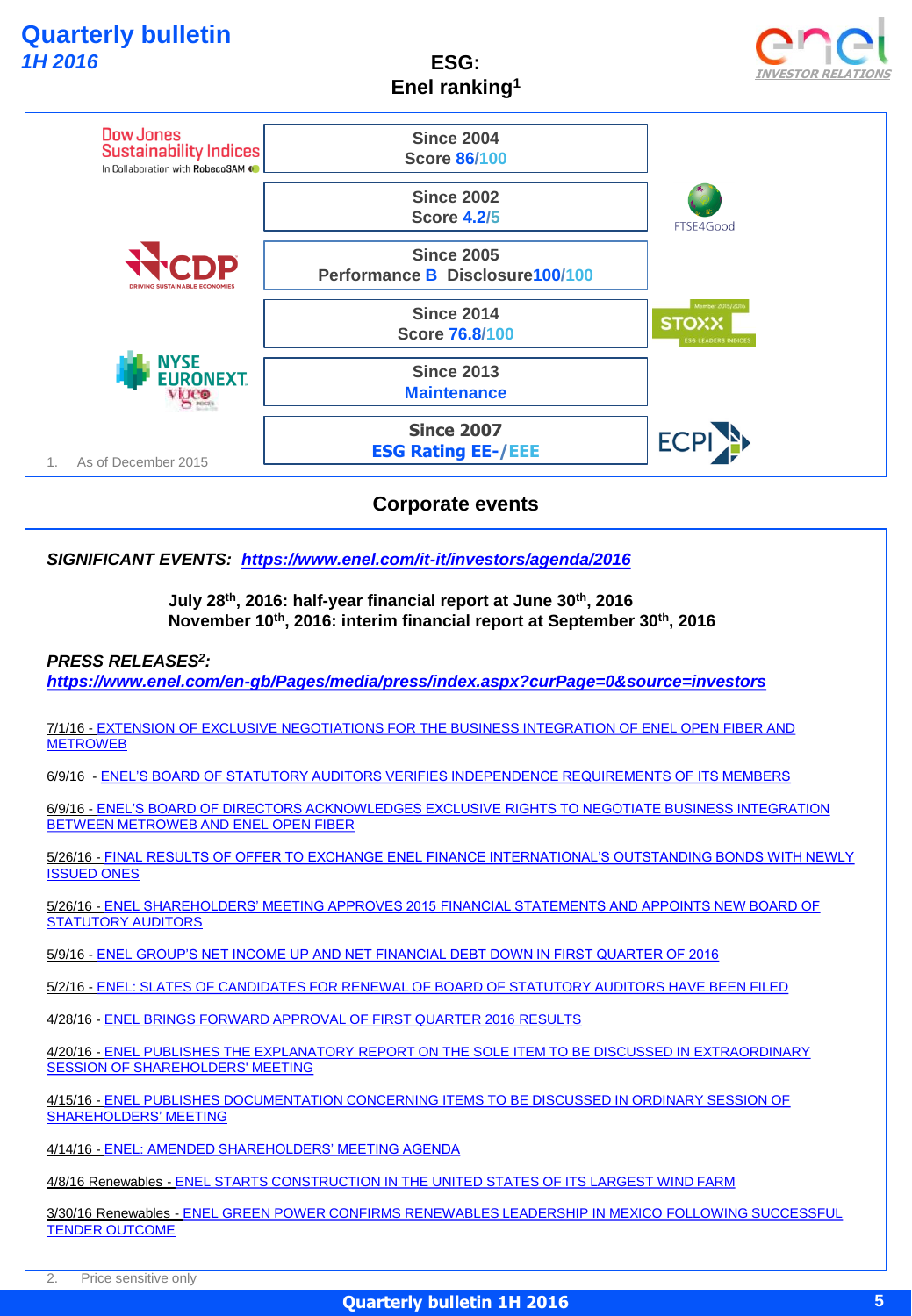# Quarterly bulletin
*1H 2016*

## ESG: Enel ranking[1]

| Index | Ranking |
| --- | --- |
| Dow Jones Sustainability Indices (In Collaboration with RobecoSAM) | Since 2004 Score 86/100 |
| FTSE4Good | Since 2002 Score 4.2/5 |
| CDP (Driving Sustainable Economies) | Since 2005 Performance B Disclosure100/100 |
| STOXX ESG Leaders Indices (Member 2015/2016) | Since 2014 Score 76.8/100 |
| NYSE Euronext Vigeo | Since 2013 Maintenance |
| ECPI | Since 2007 ESG Rating EE-/EEE |

1. As of December 2015

## Corporate events

***SIGNIFICANT EVENTS: https://www.enel.com/it-it/investors/agenda/2016***

**July 28th, 2016: half-year financial report at June 30th, 2016**
**November 10th, 2016: interim financial report at September 30th, 2016**

***PRESS RELEASES[2]:***
***https://www.enel.com/en-gb/Pages/media/press/index.aspx?curPage=0&source=investors***

7/1/16 - EXTENSION OF EXCLUSIVE NEGOTIATIONS FOR THE BUSINESS INTEGRATION OF ENEL OPEN FIBER AND METROWEB

6/9/16 - ENEL'S BOARD OF STATUTORY AUDITORS VERIFIES INDEPENDENCE REQUIREMENTS OF ITS MEMBERS

6/9/16 - ENEL'S BOARD OF DIRECTORS ACKNOWLEDGES EXCLUSIVE RIGHTS TO NEGOTIATE BUSINESS INTEGRATION BETWEEN METROWEB AND ENEL OPEN FIBER

5/26/16 - FINAL RESULTS OF OFFER TO EXCHANGE ENEL FINANCE INTERNATIONAL'S OUTSTANDING BONDS WITH NEWLY ISSUED ONES

5/26/16 - ENEL SHAREHOLDERS' MEETING APPROVES 2015 FINANCIAL STATEMENTS AND APPOINTS NEW BOARD OF STATUTORY AUDITORS

5/9/16 - ENEL GROUP'S NET INCOME UP AND NET FINANCIAL DEBT DOWN IN FIRST QUARTER OF 2016

5/2/16 - ENEL: SLATES OF CANDIDATES FOR RENEWAL OF BOARD OF STATUTORY AUDITORS HAVE BEEN FILED

4/28/16 - ENEL BRINGS FORWARD APPROVAL OF FIRST QUARTER 2016 RESULTS

4/20/16 - ENEL PUBLISHES THE EXPLANATORY REPORT ON THE SOLE ITEM TO BE DISCUSSED IN EXTRAORDINARY SESSION OF SHAREHOLDERS' MEETING

4/15/16 - ENEL PUBLISHES DOCUMENTATION CONCERNING ITEMS TO BE DISCUSSED IN ORDINARY SESSION OF SHAREHOLDERS' MEETING

4/14/16 - ENEL: AMENDED SHAREHOLDERS' MEETING AGENDA

4/8/16 Renewables - ENEL STARTS CONSTRUCTION IN THE UNITED STATES OF ITS LARGEST WIND FARM

3/30/16 Renewables - ENEL GREEN POWER CONFIRMS RENEWABLES LEADERSHIP IN MEXICO FOLLOWING SUCCESSFUL TENDER OUTCOME

2. Price sensitive only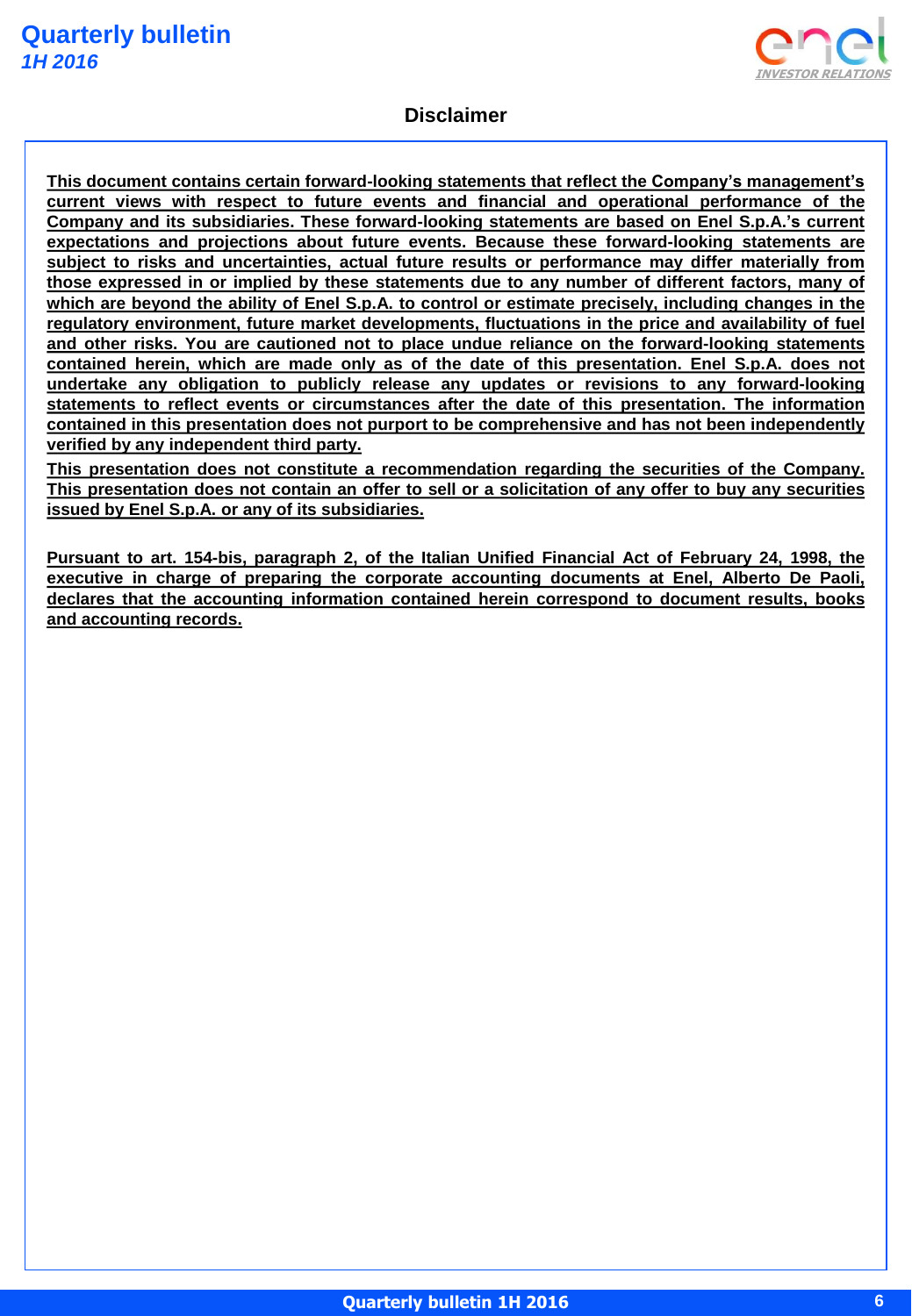## Disclaimer

**This document contains certain forward-looking statements that reflect the Company's management's current views with respect to future events and financial and operational performance of the Company and its subsidiaries. These forward-looking statements are based on Enel S.p.A.'s current expectations and projections about future events. Because these forward-looking statements are subject to risks and uncertainties, actual future results or performance may differ materially from those expressed in or implied by these statements due to any number of different factors, many of which are beyond the ability of Enel S.p.A. to control or estimate precisely, including changes in the regulatory environment, future market developments, fluctuations in the price and availability of fuel and other risks. You are cautioned not to place undue reliance on the forward-looking statements contained herein, which are made only as of the date of this presentation. Enel S.p.A. does not undertake any obligation to publicly release any updates or revisions to any forward-looking statements to reflect events or circumstances after the date of this presentation. The information contained in this presentation does not purport to be comprehensive and has not been independently verified by any independent third party.**

**This presentation does not constitute a recommendation regarding the securities of the Company. This presentation does not contain an offer to sell or a solicitation of any offer to buy any securities issued by Enel S.p.A. or any of its subsidiaries.**

**Pursuant to art. 154-bis, paragraph 2, of the Italian Unified Financial Act of February 24, 1998, the executive in charge of preparing the corporate accounting documents at Enel, Alberto De Paoli, declares that the accounting information contained herein correspond to document results, books and accounting records.**